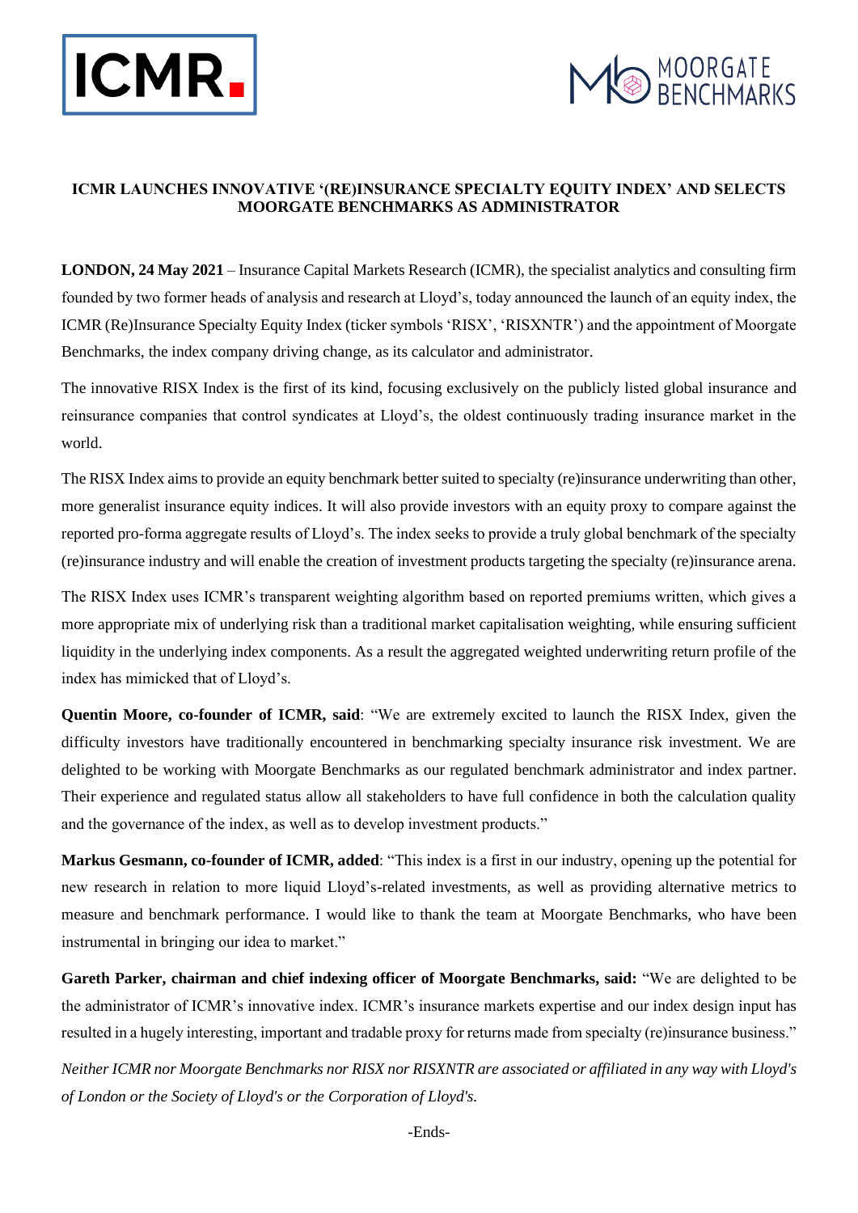# ICMR LAUNCHES INNOVATIVE '(RE)INSURANCE SPECIALTY EQUITY INDEX' AND SELECTS MOORGATE BENCHMARKS AS ADMINISTRATOR

**LONDON, 24 May 2021** – Insurance Capital Markets Research (ICMR), the specialist analytics and consulting firm founded by two former heads of analysis and research at Lloyd's, today announced the launch of an equity index, the ICMR (Re)Insurance Specialty Equity Index (ticker symbols 'RISX', 'RISXNTR') and the appointment of Moorgate Benchmarks, the index company driving change, as its calculator and administrator.

The innovative RISX Index is the first of its kind, focusing exclusively on the publicly listed global insurance and reinsurance companies that control syndicates at Lloyd's, the oldest continuously trading insurance market in the world.

The RISX Index aims to provide an equity benchmark better suited to specialty (re)insurance underwriting than other, more generalist insurance equity indices. It will also provide investors with an equity proxy to compare against the reported pro-forma aggregate results of Lloyd's. The index seeks to provide a truly global benchmark of the specialty (re)insurance industry and will enable the creation of investment products targeting the specialty (re)insurance arena.

The RISX Index uses ICMR's transparent weighting algorithm based on reported premiums written, which gives a more appropriate mix of underlying risk than a traditional market capitalisation weighting, while ensuring sufficient liquidity in the underlying index components. As a result the aggregated weighted underwriting return profile of the index has mimicked that of Lloyd's.

**Quentin Moore, co-founder of ICMR, said**: "We are extremely excited to launch the RISX Index, given the difficulty investors have traditionally encountered in benchmarking specialty insurance risk investment. We are delighted to be working with Moorgate Benchmarks as our regulated benchmark administrator and index partner. Their experience and regulated status allow all stakeholders to have full confidence in both the calculation quality and the governance of the index, as well as to develop investment products."

**Markus Gesmann, co-founder of ICMR, added**: "This index is a first in our industry, opening up the potential for new research in relation to more liquid Lloyd's-related investments, as well as providing alternative metrics to measure and benchmark performance. I would like to thank the team at Moorgate Benchmarks, who have been instrumental in bringing our idea to market."

**Gareth Parker, chairman and chief indexing officer of Moorgate Benchmarks, said:** "We are delighted to be the administrator of ICMR's innovative index. ICMR's insurance markets expertise and our index design input has resulted in a hugely interesting, important and tradable proxy for returns made from specialty (re)insurance business."

*Neither ICMR nor Moorgate Benchmarks nor RISX nor RISXNTR are associated or affiliated in any way with Lloyd's of London or the Society of Lloyd's or the Corporation of Lloyd's.*

-Ends-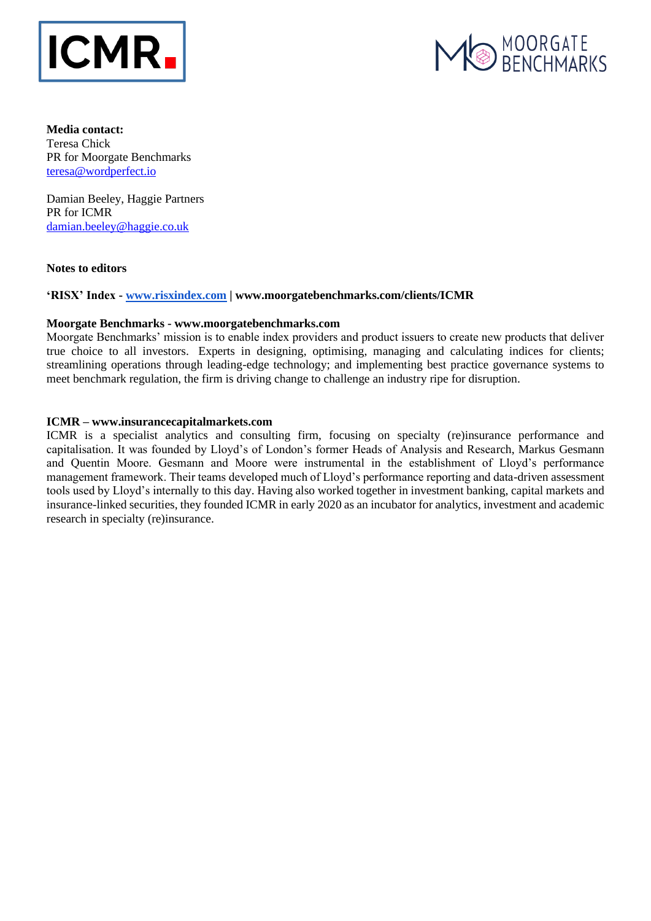**Media contact:**
Teresa Chick
PR for Moorgate Benchmarks
teresa@wordperfect.io

Damian Beeley, Haggie Partners
PR for ICMR
damian.beeley@haggie.co.uk

**Notes to editors**

**'RISX' Index - www.risxindex.com | www.moorgatebenchmarks.com/clients/ICMR**

**Moorgate Benchmarks - www.moorgatebenchmarks.com**
Moorgate Benchmarks' mission is to enable index providers and product issuers to create new products that deliver true choice to all investors. Experts in designing, optimising, managing and calculating indices for clients; streamlining operations through leading-edge technology; and implementing best practice governance systems to meet benchmark regulation, the firm is driving change to challenge an industry ripe for disruption.

**ICMR – www.insurancecapitalmarkets.com**
ICMR is a specialist analytics and consulting firm, focusing on specialty (re)insurance performance and capitalisation. It was founded by Lloyd's of London's former Heads of Analysis and Research, Markus Gesmann and Quentin Moore. Gesmann and Moore were instrumental in the establishment of Lloyd's performance management framework. Their teams developed much of Lloyd's performance reporting and data-driven assessment tools used by Lloyd's internally to this day. Having also worked together in investment banking, capital markets and insurance-linked securities, they founded ICMR in early 2020 as an incubator for analytics, investment and academic research in specialty (re)insurance.